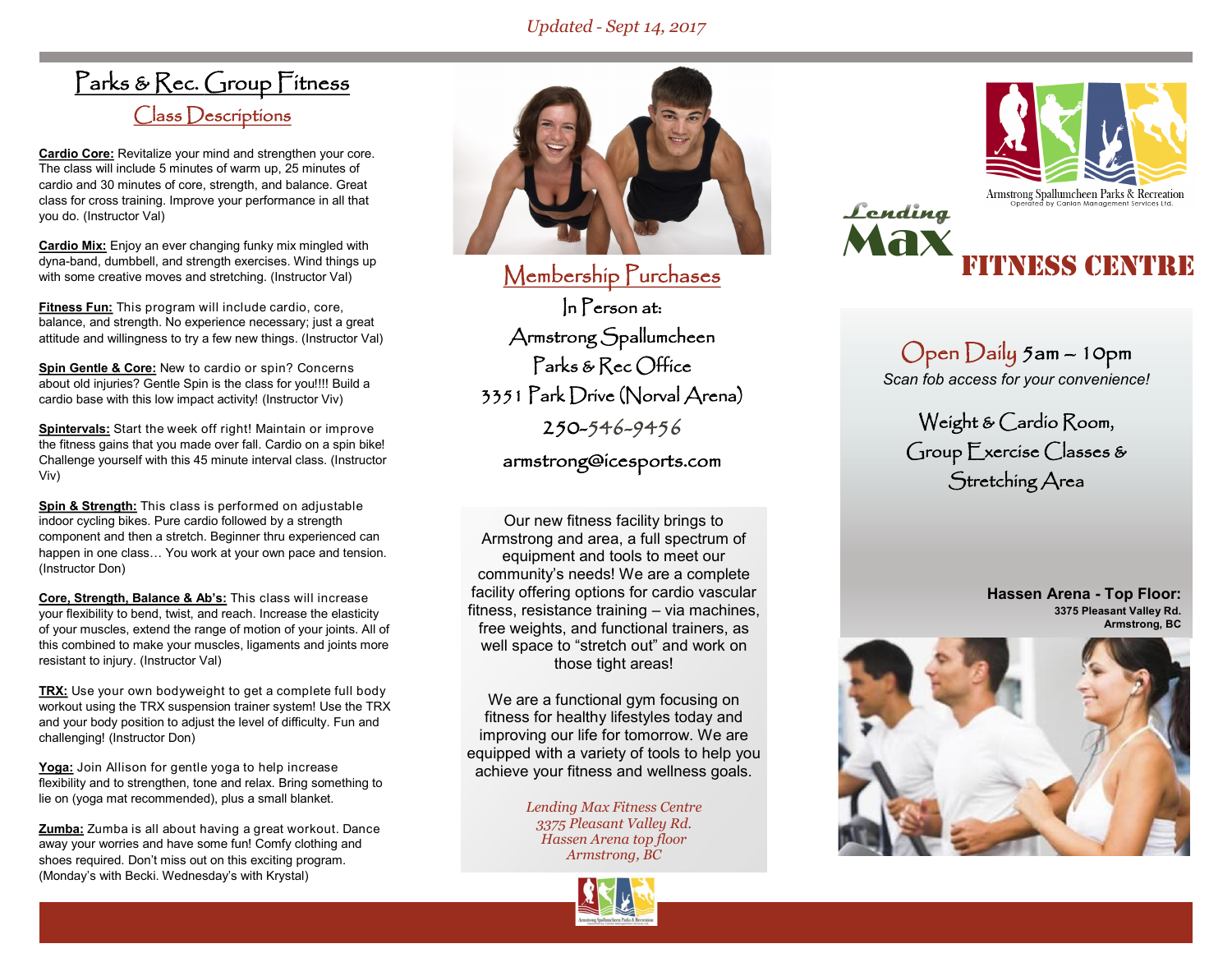*Updated - Sept 14, 2017*

# Parks & Rec. Group Fitness

## Class Descriptions

**Cardio Core:** Revitalize your mind and strengthen your core. The class will include 5 minutes of warm up, 25 minutes of cardio and 30 minutes of core, strength, and balance. Great class for cross training. Improve your performance in all that you do. (Instructor Val)

**Cardio Mix:** Enjoy an ever changing funky mix mingled with dyna-band, dumbbell, and strength exercises. Wind things up with some creative moves and stretching. (Instructor Val)

**Fitness Fun:** This program will include cardio, core, balance, and strength. No experience necessary; just a great attitude and willingness to try a few new things. (Instructor Val)

**Spin Gentle & Core:** New to cardio or spin? Concerns about old injuries? Gentle Spin is the class for you!!!! Build a cardio base with this low impact activity! (Instructor Viv)

**Spintervals:** Start the week off right! Maintain or improve the fitness gains that you made over fall. Cardio on a spin bike! Challenge yourself with this 45 minute interval class. (Instructor Viv)

**Spin & Strength:** This class is performed on adjustable indoor cycling bikes. Pure cardio followed by a strength component and then a stretch. Beginner thru experienced can happen in one class… You work at your own pace and tension. (Instructor Don)

**Core, Strength, Balance & Ab's:** This class will increase your flexibility to bend, twist, and reach. Increase the elasticity of your muscles, extend the range of motion of your joints. All of this combined to make your muscles, ligaments and joints more resistant to injury. (Instructor Val)

**TRX:** Use your own bodyweight to get a complete full body workout using the TRX suspension trainer system! Use the TRX and your body position to adjust the level of difficulty. Fun and challenging! (Instructor Don)

**Yoga:** Join Allison for gentle yoga to help increase flexibility and to strengthen, tone and relax. Bring something to lie on (yoga mat recommended), plus a small blanket.

**Zumba:** Zumba is all about having a great workout. Dance away your worries and have some fun! Comfy clothing and shoes required. Don't miss out on this exciting program. (Monday's with Becki. Wednesday's with Krystal)

## Membership Purchases

In Person at:
Armstrong Spallumcheen
Parks & Rec Office
3351 Park Drive (Norval Arena)
250-546-9456
armstrong@icesports.com

Our new fitness facility brings to Armstrong and area, a full spectrum of equipment and tools to meet our community's needs! We are a complete facility offering options for cardio vascular fitness, resistance training – via machines, free weights, and functional trainers, as well space to "stretch out" and work on those tight areas!

We are a functional gym focusing on fitness for healthy lifestyles today and improving our life for tomorrow. We are equipped with a variety of tools to help you achieve your fitness and wellness goals.

*Lending Max Fitness Centre*
*3375 Pleasant Valley Rd.*
*Hassen Arena top floor*
*Armstrong, BC*

Armstrong Spallumcheen Parks & Recreation
Operated by Canlan Management Services Ltd.

# Lending Max FITNESS CENTRE

## Open Daily 5am – 10pm

*Scan fob access for your convenience!*

Weight & Cardio Room,
Group Exercise Classes &
Stretching Area

**Hassen Arena - Top Floor:**
**3375 Pleasant Valley Rd.**
**Armstrong, BC**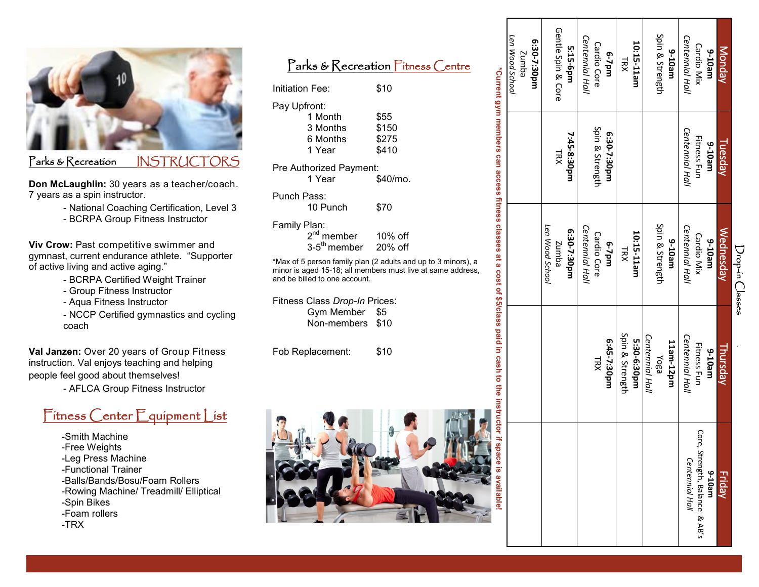## Parks & Recreation INSTRUCTORS

**Don McLaughlin:** 30 years as a teacher/coach. 7 years as a spin instructor.

- National Coaching Certification, Level 3
- BCRPA Group Fitness Instructor

**Viv Crow:** Past competitive swimmer and gymnast, current endurance athlete. "Supporter of active living and active aging."

- BCRPA Certified Weight Trainer
- Group Fitness Instructor
- Aqua Fitness Instructor
- NCCP Certified gymnastics and cycling coach

**Val Janzen:** Over 20 years of Group Fitness instruction. Val enjoys teaching and helping people feel good about themselves!

- AFLCA Group Fitness Instructor

## Fitness Center Equipment List

- Smith Machine
- Free Weights
- Leg Press Machine
- Functional Trainer
- Balls/Bands/Bosu/Foam Rollers
- Rowing Machine/ Treadmill/ Elliptical
- Spin Bikes
- Foam rollers
- TRX

## Parks & Recreation Fitness Centre

Initiation Fee: $10

Pay Upfront:

| | |
|---|---|
| 1 Month | $55 |
| 3 Months | $150 |
| 6 Months | $275 |
| 1 Year | $410 |

Pre Authorized Payment:

| | |
|---|---|
| 1 Year | $40/mo. |

Punch Pass:

| | |
|---|---|
| 10 Punch | $70 |

Family Plan:

| | |
|---|---|
| 2nd member | 10% off |
| 3-5th member | 20% off |

*Max of 5 person family plan (2 adults and up to 3 minors), a minor is aged 15-18; all members must live at same address, and be billed to one account.

Fitness Class *Drop-In* Prices:

| | |
|---|---|
| Gym Member | $5 |
| Non-members | $10 |

Fob Replacement: $10

## Drop-in Classes

| Monday | Tuesday | Wednesday | Thursday | Friday |
|---|---|---|---|---|
| **9-10am** Cardio Mix *Centennial Hall* | **9-10am** Fitness Fun *Centennial Hall* | **9-10am** Cardio Mix *Centennial Hall* | **9-10am** Fitness Fun *Centennial Hall* | **9-10am** Core, Strength, Balance & AB's *Centennial Hall* |
| **9-10am** Spin & Strength | | **9-10am** Spin & Strength | **11am-12pm** Yoga *Centennial Hall* | |
| **10:15-11am** TRX | | **10:15-11am** TRX | **5:30-6:30pm** Spin & Strength | |
| **6-7pm** Cardio Core *Centennial Hall* | **6:30-7:30pm** Spin & Strength | **6-7pm** Cardio Core *Centennial Hall* | **6:45-7:30pm** TRX | |
| **5:15-6pm** Gentle Spin & Core | **7:45-8:30pm** TRX | **6:30-7:30pm** Zumba *Len Wood School* | | |
| **6:30-7:30pm** Zumba *Len Wood School* | | | | |

*Current gym members can access fitness classes at a cost of $5/class paid in cash to the instructor if space is available!